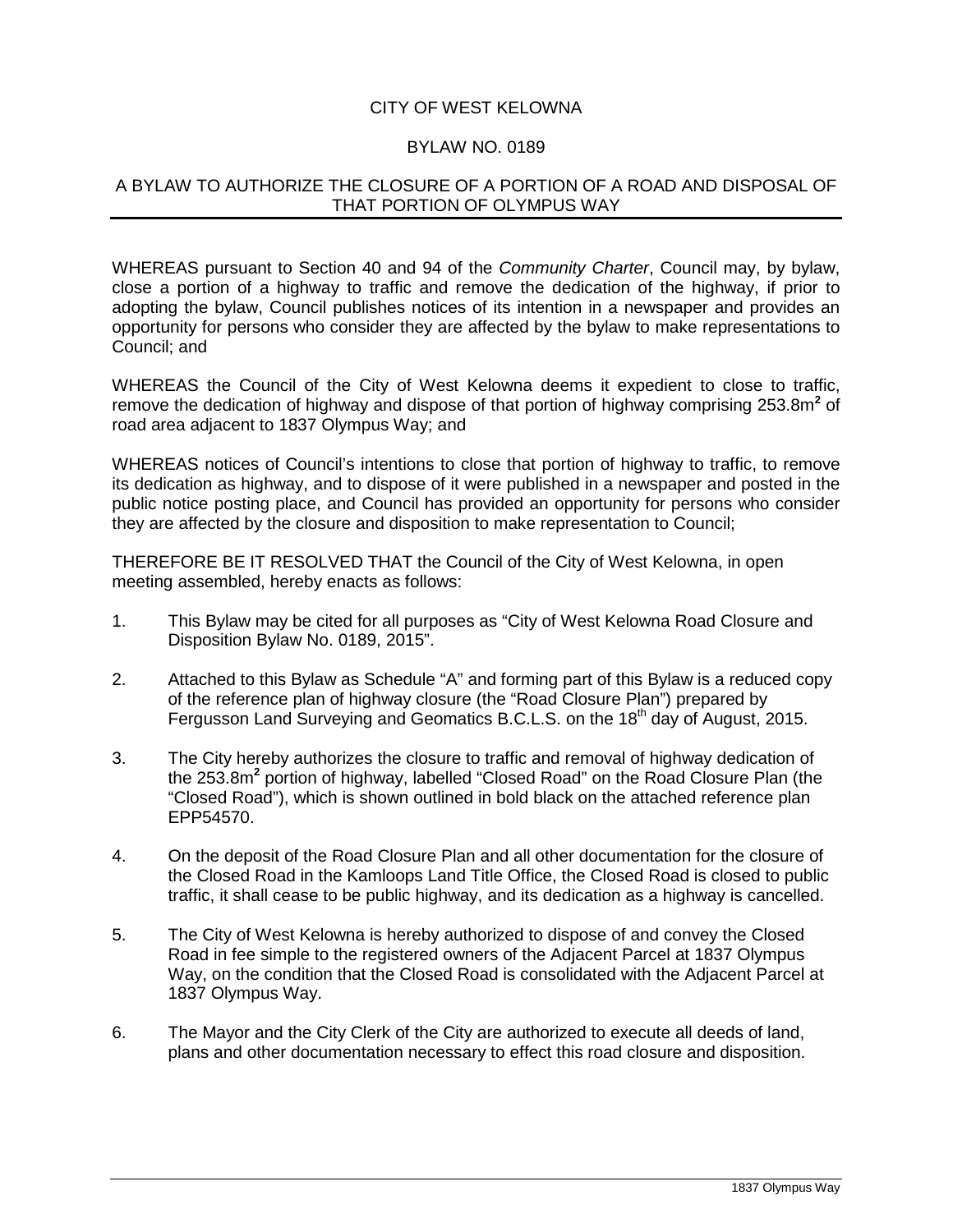# CITY OF WEST KELOWNA

## BYLAW NO. 0189

## A BYLAW TO AUTHORIZE THE CLOSURE OF A PORTION OF A ROAD AND DISPOSAL OF THAT PORTION OF OLYMPUS WAY

WHEREAS pursuant to Section 40 and 94 of the *Community Charter*, Council may, by bylaw, close a portion of a highway to traffic and remove the dedication of the highway, if prior to adopting the bylaw, Council publishes notices of its intention in a newspaper and provides an opportunity for persons who consider they are affected by the bylaw to make representations to Council; and

WHEREAS the Council of the City of West Kelowna deems it expedient to close to traffic, remove the dedication of highway and dispose of that portion of highway comprising 253.8m$^2$ of road area adjacent to 1837 Olympus Way; and

WHEREAS notices of Council's intentions to close that portion of highway to traffic, to remove its dedication as highway, and to dispose of it were published in a newspaper and posted in the public notice posting place, and Council has provided an opportunity for persons who consider they are affected by the closure and disposition to make representation to Council;

THEREFORE BE IT RESOLVED THAT the Council of the City of West Kelowna, in open meeting assembled, hereby enacts as follows:

1. This Bylaw may be cited for all purposes as "City of West Kelowna Road Closure and Disposition Bylaw No. 0189, 2015".

2. Attached to this Bylaw as Schedule "A" and forming part of this Bylaw is a reduced copy of the reference plan of highway closure (the "Road Closure Plan") prepared by Fergusson Land Surveying and Geomatics B.C.L.S. on the 18th day of August, 2015.

3. The City hereby authorizes the closure to traffic and removal of highway dedication of the 253.8m$^2$ portion of highway, labelled "Closed Road" on the Road Closure Plan (the "Closed Road"), which is shown outlined in bold black on the attached reference plan EPP54570.

4. On the deposit of the Road Closure Plan and all other documentation for the closure of the Closed Road in the Kamloops Land Title Office, the Closed Road is closed to public traffic, it shall cease to be public highway, and its dedication as a highway is cancelled.

5. The City of West Kelowna is hereby authorized to dispose of and convey the Closed Road in fee simple to the registered owners of the Adjacent Parcel at 1837 Olympus Way, on the condition that the Closed Road is consolidated with the Adjacent Parcel at 1837 Olympus Way.

6. The Mayor and the City Clerk of the City are authorized to execute all deeds of land, plans and other documentation necessary to effect this road closure and disposition.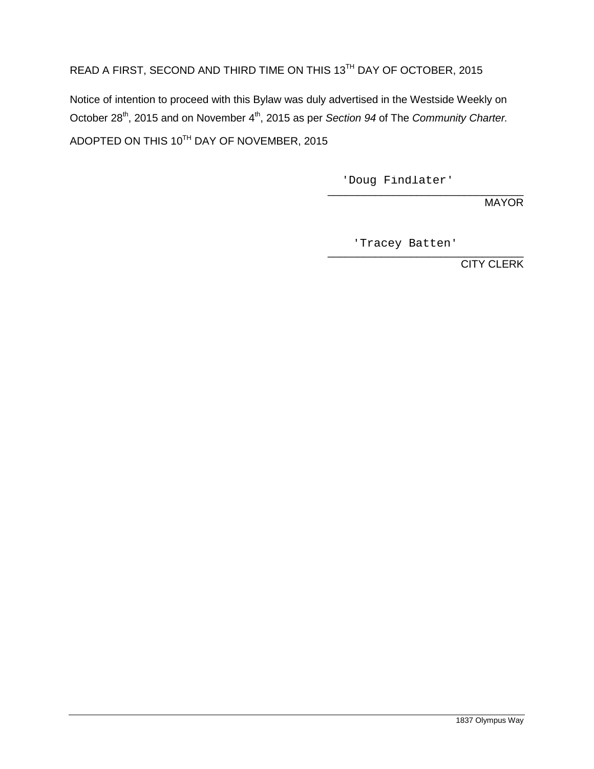READ A FIRST, SECOND AND THIRD TIME ON THIS 13TH DAY OF OCTOBER, 2015

Notice of intention to proceed with this Bylaw was duly advertised in the Westside Weekly on October 28th, 2015 and on November 4th, 2015 as per *Section 94* of The *Community Charter.*

ADOPTED ON THIS 10TH DAY OF NOVEMBER, 2015

'Doug Findlater'

\_\_\_\_\_\_\_\_\_\_\_\_\_\_\_\_\_\_\_\_\_\_\_\_\_\_\_\_\_\_

MAYOR

'Tracey Batten'

\_\_\_\_\_\_\_\_\_\_\_\_\_\_\_\_\_\_\_\_\_\_\_\_\_\_\_\_\_\_

CITY CLERK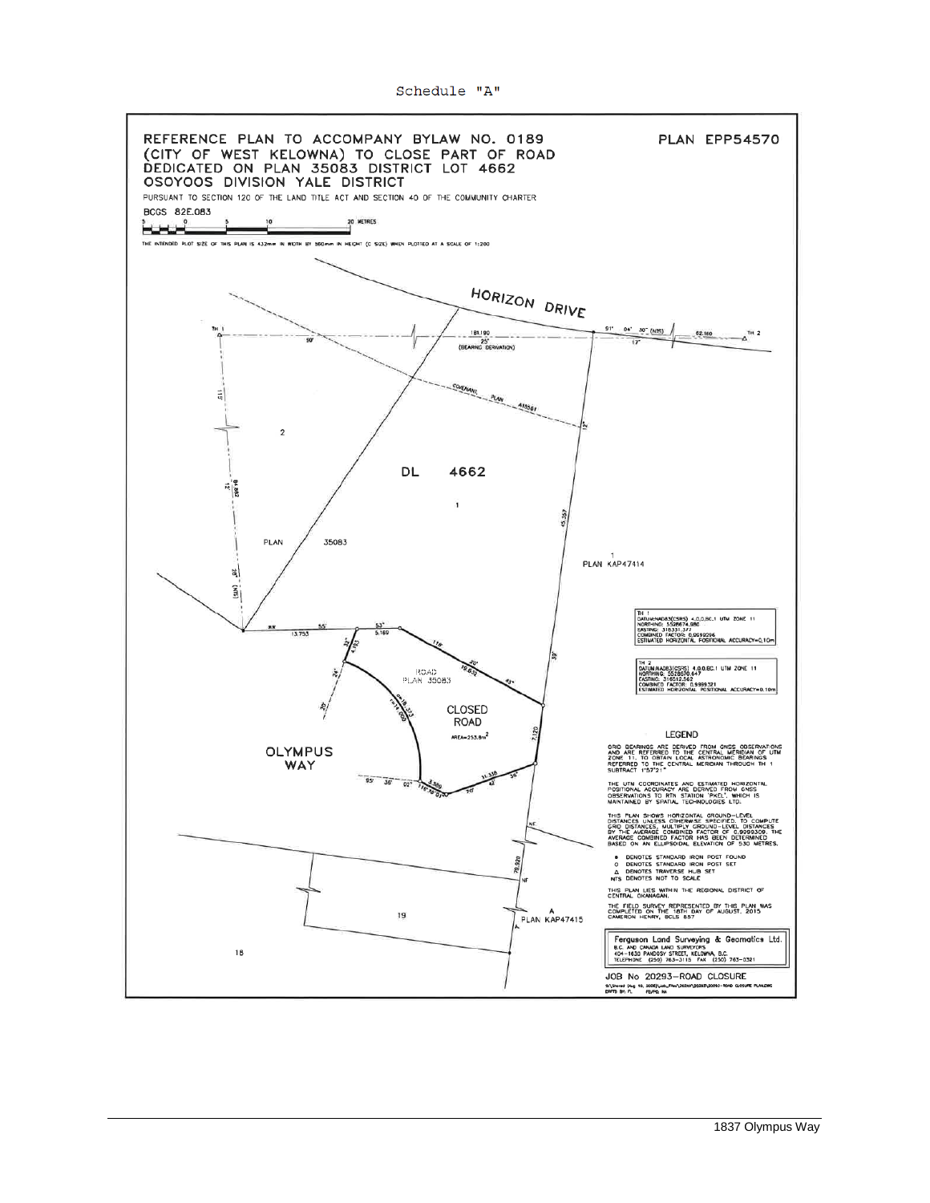Schedule "A"

REFERENCE PLAN TO ACCOMPANY BYLAW NO. 0189 (CITY OF WEST KELOWNA) TO CLOSE PART OF ROAD DEDICATED ON PLAN 35083 DISTRICT LOT 4662 OSOYOOS DIVISION YALE DISTRICT

PLAN EPP54570

PURSUANT TO SECTION 120 OF THE LAND TITLE ACT AND SECTION 40 OF THE COMMUNITY CHARTER

BCGS 82E.083

5 0 5 10 20 METRES

THE INTENDED PLOT SIZE OF THIS PLAN IS 432mm IN WIDTH BY 560mm IN HEIGHT (C SIZE) WHEN PLOTTED AT A SCALE OF 1:200

HORIZON DRIVE

TH 1

TH 2

181.190

(BEARING DERIVATION)

COVENANT PLAN A15561

2

DL 4662

1

PLAN 35083

1

PLAN KAP47414

ROAD PLAN 35083

CLOSED ROAD

AREA=253.8m$^2$

OLYMPUS WAY

19

18

A

PLAN KAP47415

TH 1
DATUM:NAD83(CSRS) 4.0.0.BC.1 UTM ZONE 11
NORTHING: 5528674.980
EASTING: 316331.377
COMBINED FACTOR: 0.9999296
ESTIMATED HORIZONTAL POSITIONAL ACCURACY=0.10m

TH 2
DATUM:NAD83(CSRS) 4.0.0.BC.1 UTM ZONE 11
NORTHING: 5528670.647
EASTING: 316512.562
COMBINED FACTOR: 0.9999321
ESTIMATED HORIZONTAL POSITIONAL ACCURACY=0.10m

LEGEND

GRID BEARINGS ARE DERIVED FROM GNSS OBSERVATIONS AND ARE REFERRED TO THE CENTRAL MERIDIAN OF UTM ZONE 11. TO OBTAIN LOCAL ASTRONOMIC BEARINGS REFERRED TO THE CENTRAL MERIDIAN THROUGH TH 1 SUBTRACT 1°57'21".

THE UTM COORDINATES AND ESTIMATED HORIZONTAL POSITIONAL ACCURACY ARE DERIVED FROM GNSS OBSERVATIONS TO RTN STATION "PKEL", WHICH IS MAINTAINED BY SPATIAL TECHNOLOGIES LTD.

THIS PLAN SHOWS HORIZONTAL GROUND-LEVEL DISTANCES UNLESS OTHERWISE SPECIFIED. TO COMPUTE GRID DISTANCES, MULTIPLY GROUND-LEVEL DISTANCES BY THE AVERAGE COMBINED FACTOR OF 0.9999309. THE AVERAGE COMBINED FACTOR HAS BEEN DETERMINED BASED ON AN ELLIPSOIDAL ELEVATION OF 530 METRES.

- ● DENOTES STANDARD IRON POST FOUND
- ○ DENOTES STANDARD IRON POST SET
- △ DENOTES TRAVERSE HUB SET
- NTS DENOTES NOT TO SCALE

THIS PLAN LIES WITHIN THE REGIONAL DISTRICT OF CENTRAL OKANAGAN.

THE FIELD SURVEY REPRESENTED BY THIS PLAN WAS COMPLETED ON THE 18TH DAY OF AUGUST, 2015
CAMERON HENRY, BCLS 857

Ferguson Land Surveying & Geomatics Ltd.
B.C. AND CANADA LAND SURVEYORS
404-1630 PANDOSY STREET, KELOWNA, B.C.
TELEPHONE (250) 763-3115 FAX (250) 763-0321

JOB No 20293-ROAD CLOSURE

1837 Olympus Way